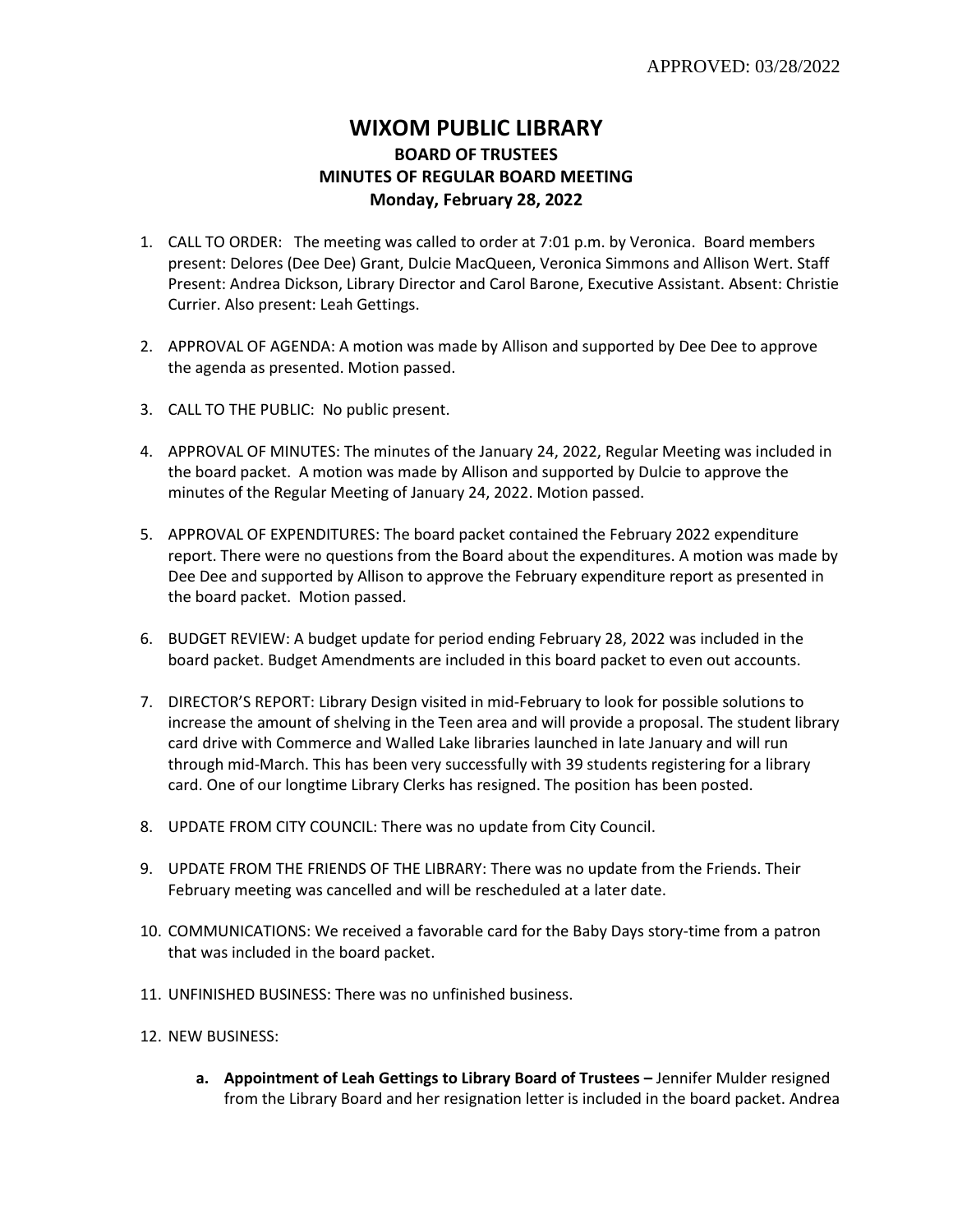APPROVED: 03/28/2022

# WIXOM PUBLIC LIBRARY

## BOARD OF TRUSTEES
## MINUTES OF REGULAR BOARD MEETING
## Monday, February 28, 2022

1. CALL TO ORDER: The meeting was called to order at 7:01 p.m. by Veronica. Board members present: Delores (Dee Dee) Grant, Dulcie MacQueen, Veronica Simmons and Allison Wert. Staff Present: Andrea Dickson, Library Director and Carol Barone, Executive Assistant. Absent: Christie Currier. Also present: Leah Gettings.

2. APPROVAL OF AGENDA: A motion was made by Allison and supported by Dee Dee to approve the agenda as presented. Motion passed.

3. CALL TO THE PUBLIC: No public present.

4. APPROVAL OF MINUTES: The minutes of the January 24, 2022, Regular Meeting was included in the board packet. A motion was made by Allison and supported by Dulcie to approve the minutes of the Regular Meeting of January 24, 2022. Motion passed.

5. APPROVAL OF EXPENDITURES: The board packet contained the February 2022 expenditure report. There were no questions from the Board about the expenditures. A motion was made by Dee Dee and supported by Allison to approve the February expenditure report as presented in the board packet. Motion passed.

6. BUDGET REVIEW: A budget update for period ending February 28, 2022 was included in the board packet. Budget Amendments are included in this board packet to even out accounts.

7. DIRECTOR'S REPORT: Library Design visited in mid-February to look for possible solutions to increase the amount of shelving in the Teen area and will provide a proposal. The student library card drive with Commerce and Walled Lake libraries launched in late January and will run through mid-March. This has been very successfully with 39 students registering for a library card. One of our longtime Library Clerks has resigned. The position has been posted.

8. UPDATE FROM CITY COUNCIL: There was no update from City Council.

9. UPDATE FROM THE FRIENDS OF THE LIBRARY: There was no update from the Friends. Their February meeting was cancelled and will be rescheduled at a later date.

10. COMMUNICATIONS: We received a favorable card for the Baby Days story-time from a patron that was included in the board packet.

11. UNFINISHED BUSINESS: There was no unfinished business.

12. NEW BUSINESS:

    a. **Appointment of Leah Gettings to Library Board of Trustees –** Jennifer Mulder resigned from the Library Board and her resignation letter is included in the board packet. Andrea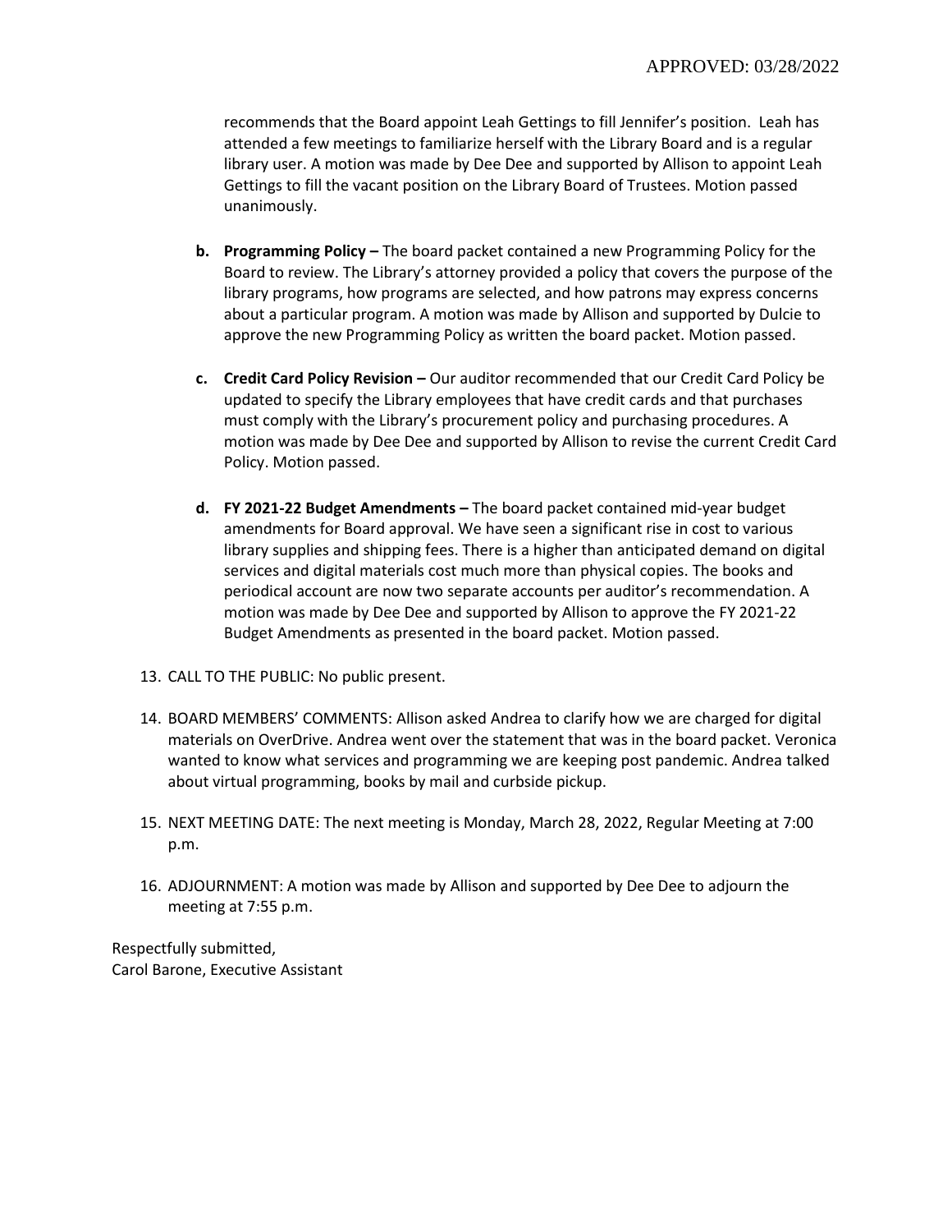APPROVED: 03/28/2022

recommends that the Board appoint Leah Gettings to fill Jennifer's position. Leah has attended a few meetings to familiarize herself with the Library Board and is a regular library user. A motion was made by Dee Dee and supported by Allison to appoint Leah Gettings to fill the vacant position on the Library Board of Trustees. Motion passed unanimously.

   b. **Programming Policy –** The board packet contained a new Programming Policy for the Board to review. The Library's attorney provided a policy that covers the purpose of the library programs, how programs are selected, and how patrons may express concerns about a particular program. A motion was made by Allison and supported by Dulcie to approve the new Programming Policy as written the board packet. Motion passed.

   c. **Credit Card Policy Revision –** Our auditor recommended that our Credit Card Policy be updated to specify the Library employees that have credit cards and that purchases must comply with the Library's procurement policy and purchasing procedures. A motion was made by Dee Dee and supported by Allison to revise the current Credit Card Policy. Motion passed.

   d. **FY 2021-22 Budget Amendments –** The board packet contained mid-year budget amendments for Board approval. We have seen a significant rise in cost to various library supplies and shipping fees. There is a higher than anticipated demand on digital services and digital materials cost much more than physical copies. The books and periodical account are now two separate accounts per auditor's recommendation. A motion was made by Dee Dee and supported by Allison to approve the FY 2021-22 Budget Amendments as presented in the board packet. Motion passed.

13. CALL TO THE PUBLIC: No public present.

14. BOARD MEMBERS' COMMENTS: Allison asked Andrea to clarify how we are charged for digital materials on OverDrive. Andrea went over the statement that was in the board packet. Veronica wanted to know what services and programming we are keeping post pandemic. Andrea talked about virtual programming, books by mail and curbside pickup.

15. NEXT MEETING DATE: The next meeting is Monday, March 28, 2022, Regular Meeting at 7:00 p.m.

16. ADJOURNMENT: A motion was made by Allison and supported by Dee Dee to adjourn the meeting at 7:55 p.m.

Respectfully submitted,
Carol Barone, Executive Assistant